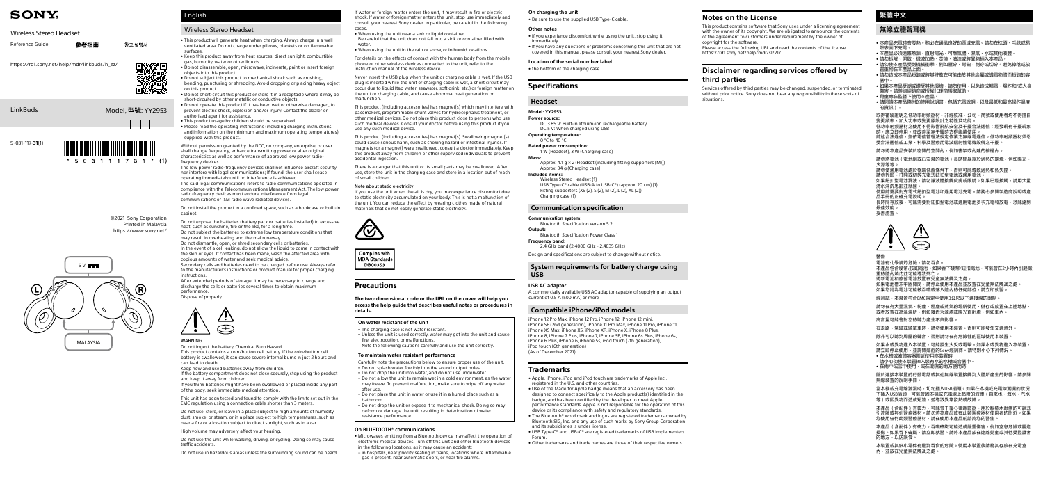# SONY

Wireless Stereo Headset

Reference Guide 参考指南 참고 설명서

https://rd1.sony.net/help/mdr/linkbuds/h_zz/

LinkBuds

Model, 型號: YY2953

5-031-117-**31**(1)

©2021 Sony Corporation
Printed in Malaysia
https://www.sony.net/

MALAYSIA

## English

### Wireless Stereo Headset

- This product will generate heat when charging. Always charge in a well ventilated area. Do not charge under pillows, blankets or on flammable surfaces.
- Keep this product away from heat sources, direct sunlight, combustible gas, humidity, water or other liquids.
- Do not disassemble, open, microwave, incinerate, paint or insert foreign objects into this product.
- Do not subject this product to mechanical shock such as crushing, bending, puncturing or shredding. Avoid dropping or placing heavy object on this product.
- Do not short-circuit this product or store it in a receptacle where it may be short-circuited by other metallic or conductive objects.
- Do not operate this product if it has been wet or otherwise damaged, to prevent electric shock, explosion and/or injury. Contact the dealer or authorised agent for assistance.
- This product usage by children should be supervised.
- Please read the operating instructions (including charging instructions and information on the minimum and maximum operating temperatures), supplied with this product.

Without permission granted by the NCC, no company, enterprise, or user shall change frequency, enhance transmitting power or alter original characteristics as well as performance of approved low power radio-frequency devices.
The low power radio-frequency devices shall not influence aircraft security nor interfere with legal communications; If found, the user shall cease operating immediately until no interference is achieved.
The said legal communications refers to radio communications operated in compliance with the Telecommunications Management Act. The low power radio-frequency devices must endure interference from legal communications or ISM radio wave radiated devices.

Do not install the product in a confined space, such as a bookcase or built-in cabinet.

Do not expose the batteries (battery pack or batteries installed) to excessive heat, such as sunshine, fire or the like, for a long time.
Do not subject the batteries to extreme low temperature conditions that may result in overheating and thermal runaway.
Do not dismantle, open, or shred secondary cells or batteries.
In the event of a cell leaking, do not allow the liquid to come in contact with the skin or eyes. If contact has been made, wash the affected area with copious amounts of water and seek medical advice.
Secondary cells and batteries need to be charged before use. Always refer to the manufacturer's instructions or product manual for proper charging instructions.
After extended periods of storage, it may be necessary to charge and discharge the cells or batteries several times to obtain maximum performance.
Dispose of properly.

**WARNING**
Do not ingest the battery, Chemical Burn Hazard.
This product contains a coin/button cell battery. If the coin/button cell battery is swallowed, it can cause severe internal burns in just 2 hours and can lead to death.
Keep new and used batteries away from children.
If the battery compartment does not close securely, stop using the product and keep it away from children.
If you think batteries might have been swallowed or placed inside any part of the body, seek immediate medical attention.

This unit has been tested and found to comply with the limits set out in the EMC regulation using a connection cable shorter than 3 meters.

Do not use, store, or leave in a place subject to high amounts of humidity, dust, smoke, or steam, or in a place subject to high temperatures, such as near a fire or a location subject to direct sunlight, such as in a car.

High volume may adversely affect your hearing.

Do not use the unit while walking, driving, or cycling. Doing so may cause traffic accidents.

Do not use in hazardous areas unless the surrounding sound can be heard.

If water or foreign matter enters the unit, it may result in fire or electric shock. If water or foreign matter enters the unit, stop use immediately and consult your nearest Sony dealer. In particular, be careful in the following cases.
- When using the unit near a sink or liquid container
  Be careful that the unit does not fall into a sink or container filled with water.
- When using the unit in the rain or snow, or in humid locations

For details on the effects of contact with the human body from the mobile phone or other wireless devices connected to the unit, refer to the instruction manual of the wireless device.

Never insert the USB plug when the unit or charging cable is wet. If the USB plug is inserted while the unit or charging cable is wet, a short circuit may occur due to liquid (tap water, seawater, soft drink, etc.) or foreign matter on the unit or charging cable, and cause abnormal heat generation or malfunction.

This product (including accessories) has magnet(s) which may interfere with pacemakers, programmable shunt valves for hydrocephalus treatment, or other medical devices. Do not place this product close to persons who use such medical devices. Consult your doctor before using this product if you use any such medical device.

This product (including accessories) has magnet(s). Swallowing magnet(s) could cause serious harm, such as choking hazard or intestinal injuries. If magnets (or a magnet) were swallowed, consult a doctor immediately. Keep this product away from children or other supervised individuals to prevent accidental ingestion.

There is a danger that this unit or its small parts may be swallowed. After use, store the unit in the charging case and store in a location out of reach of small children.

**Note about static electricity**
If you use the unit when the air is dry, you may experience discomfort due to static electricity accumulated on your body. This is not a malfunction of the unit. You can reduce the effect by wearing clothes made of natural materials that do not easily generate static electricity.

Complies with IMDA Standards DB00353

## Precautions

**The two-dimensional code or the URL on the cover will help you access the help guide that describes useful notes or procedures in details.**

### On water resistant of the unit

- The charging case is not water resistant.
- Unless the unit is used correctly, water may get into the unit and cause fire, electrocution, or malfunctions.
  Note the following cautions carefully and use the unit correctly.

### To maintain water resistant performance

Carefully note the precautions below to ensure proper use of the unit.
- Do not splash water forcibly into the sound output holes.
- Do not drop the unit into water, and do not use underwater.
- Do not allow the unit to remain wet in a cold environment, as the water may freeze. To prevent malfunction, make sure to wipe off any water after use.
- Do not place the unit in water or use it in a humid place such as a bathroom.
- Do not drop the unit or expose it to mechanical shock. Doing so may deform or damage the unit, resulting in deterioration of water resistance performance.

### On BLUETOOTH® communications

- Microwaves emitting from a Bluetooth device may affect the operation of electronic medical devices. Turn off this unit and other Bluetooth devices in the following locations, as it may cause an accident:
  – in hospitals, near priority seating in trains, locations where inflammable gas is present, near automatic doors, or near fire alarms.

### On charging the unit

- Be sure to use the supplied USB Type-C cable.

### Other notes

- If you experience discomfort while using the unit, stop using it immediately.
- If you have any questions or problems concerning this unit that are not covered in this manual, please consult your nearest Sony dealer.

### Location of the serial number label

- the bottom of the charging case

## Specifications

### Headset

**Model:** YY2953
**Power source:**
DC 3.85 V: Built-in Lithium-ion rechargeable battery
DC 5 V: When charged using USB
**Operating temperature:**
0 °C to 40 °C
**Rated power consumption:**
1 W (Headset), 3 W (Charging case)
**Mass:**
Approx. 4.1 g × 2 (Headset (including fitting supporters (M)))
Approx. 34 g (Charging case)
**Included items:**
Wireless Stereo Headset (1)
USB Type-C® cable (USB-A to USB-C®) (approx. 20 cm) (1)
Fitting supporters (XS (2), S (2), M (2), L (2), XL (2))
Charging case (1)

Design and specifications are subject to change without notice.

### Communication specification

**Communication system:**
Bluetooth Specification version 5.2
**Output:**
Bluetooth Specification Power Class 1
**Frequency band:**
2.4 GHz band (2.4000 GHz - 2.4835 GHz)

Design and specifications are subject to change without notice.

### System requirements for battery charge using USB

**USB AC adaptor**
A commercially available USB AC adaptor capable of supplying an output current of 0.5 A (500 mA) or more

### Compatible iPhone/iPod models

iPhone 12 Pro Max, iPhone 12 Pro, iPhone 12, iPhone 12 mini, iPhone SE (2nd generation), iPhone 11 Pro Max, iPhone 11 Pro, iPhone 11, iPhone XS Max, iPhone XS, iPhone XR, iPhone X, iPhone 8 Plus, iPhone 8, iPhone 7 Plus, iPhone 7, iPhone SE, iPhone 6s Plus, iPhone 6s, iPhone 6 Plus, iPhone 6, iPhone 5s, iPod touch (7th generation), iPod touch (6th generation)
(As of December 2021)

## Trademarks

- Apple, iPhone, iPod and iPod touch are trademarks of Apple Inc., registered in the U.S. and other countries.
- Use of the Made for Apple badge means that an accessory has been designed to connect specifically to the Apple product(s) identified in the badge, and has been certified by the developer to meet Apple performance standards. Apple is not responsible for the operation of this device or its compliance with safety and regulatory standards.
- The Bluetooth® word mark and logos are registered trademarks owned by Bluetooth SIG, Inc. and any use of such marks by Sony Group Corporation and its subsidiaries is under license.
- USB Type-C® and USB-C® are registered trademarks of USB Implementers Forum.
- Other trademarks and trade names are those of their respective owners.

## Notes on the License

This product contains software that Sony uses under a licensing agreement with the owner of its copyright. We are obligated to announce the contents of the agreement to customers under requirement by the owner of copyright for the software.
Please access the following URL and read the contents of the license.
https://rd1.sony.net/help/mdr/sl/21/

## Disclaimer regarding services offered by third parties

Services offered by third parties may be changed, suspended, or terminated without prior notice. Sony does not bear any responsibility in these sorts of situations.

## 繁體中文

### 無線立體聲耳機

- 本產品充電時會發熱。務必在通風良好的區域充電。請勿在枕頭、毛毯或易燃表面下充電。
- 本產品必須遠離熱源、直射陽光、可燃氣體、濕氣、水或其他液體。
- 請勿拆解、開啟、微波加熱、焚燒、塗漆或將異物插入本產品。
- 請勿使本產品受到機械衝擊，例如擠碎、彎曲、刺穿或切碎。避免掉落或放置重物在本產品上面。
- 請勿使本產品短路或將其存放在可能由於其他金屬或導電物體而短路的容器中。
- 如果本產品受潮或遭受其他損壞，請勿使用，以免造成觸電、爆炸和/或人身傷害。請聯絡經銷商或授權代理商獲取幫助。
- 兒童應在監督下使用本產品。
- 請閱讀本產品隨附的使用說明書（包括充電說明，以及最低和最高操作溫度的資訊）。

取得審驗證明之低功率射頻器材，非經核准，公司、商號或使用者均不得擅自變更頻率、加大功率或變更原設計之特性及功能。
低功率射頻器材之使用不得影響飛航安全及干擾合法通信；經發現有干擾現象時，應立即停用，並改善至無干擾時方得繼續使用。
前述合法通信，指依電信管理法規定作業之無線電通信。低功率射頻器材須忍受合法通信或工業、科學及醫療用電波輻射性電機設備之干擾。

請勿將本產品安裝於密閉的空間內，例如書架或內建的櫥櫃內。

請勿將電池（電池組或已安裝的電池）長時間暴露於過熱的環境，例如陽光、火源等等。
請勿使連用電池處於極端低溫條件下，否則可能導致過熱和熱失控。
請勿拆卸、打開或切碎充電式鈕扣型電池或鈕扣型電池。
如果鈕扣型電池漏液，請勿讓液體接觸皮膚或眼睛。如果已經接觸，請用大量清水沖洗患部並就醫。
使用前須要對充電式鈕扣型電池和鈕扣型電池充電。請務必參閱製造商說明或產品手冊的正確充電說明。
長時間存放後，可能需要對鈕扣型電池或鈕扣型電池進行多次充電和放電，才能達到最佳效能。
妥善處置。

**警告**
電池有化學燒傷的危險，請勿吞食。
本產品包含硬幣/按鈕電池。如果吞下硬幣/鈕扣電池，可能會在2小時內引起嚴重的體內灼燙並可能導致死亡。
將新電池和舊電池放置在兒童無法觸及之處。
如果電池槽未牢固關閉，請停止使用本產品並放置在兒童無法觸及之處。
如果您認為電池可能被吞嚥或置入體內的任何部位，請立即就醫。

經測試，本裝置符合EMC規定中使用3公尺以下連接線的限制。

請勿在有大量濕氣、粉塵、煙塵或蒸氣的場所使用、儲存或放置在上述地點，或者放置在高溫場所，例如接近火源處或陽光直射處，例如車內。

高音量可能會對您的聽力產生不良影響。

在走路、駕駛或騎單車時，請勿使用本裝置。否則可能發生交通意外。

除非可以聽到周圍的聲音，否則請勿在有危險性的區域使用本裝置。

如果水或異物進入本裝置，可能發生火災或觸電。如果水或異物進入本裝置，請立即停止使用，並諮詢鄰近的Sony經銷商。請特別小心下列情況。
- 在水槽或液體容器附近使用本裝置時
  請小心勿使本裝置掉入裝有水的水槽或容器中。
- 在雨中或雪中使用，或在潮濕的地方使用時

關於連接本裝置的行動電話或其他無線裝置接觸到人體所產生的影響，請參閱無線裝置的說明手冊。

當本機或充電線潮濕時，切勿插入USB插頭。如果在本機或充電線潮濕的狀況下插入USB插頭，可能會因本機或充電線上黏附的液體（自來水、海水、汽水等）或異物而造成短路，並導致異常發熱或故障。

本產品（含配件）有磁力，可能會干擾心律調節器、用於腦積水治療的可調式引流閥或其他醫療設備等。請勿將本產品放在此類醫療器材使用者的附近。如果您使用任何此類醫療器材，請在使用本產品前諮詢您的醫生。

本產品（含配件）有磁力。吞嚥磁鐵可能造成嚴重傷害，例如窒息危險或腸道損傷。如果吞下磁鐵，請立即就醫。請將本產品放在遠離兒童或其他受監護者的地方，以防誤食。

本裝置或其細小零件有遭到吞食的危險。使用本裝置後請將其存放在充電盒內，並放在兒童無法觸及之處。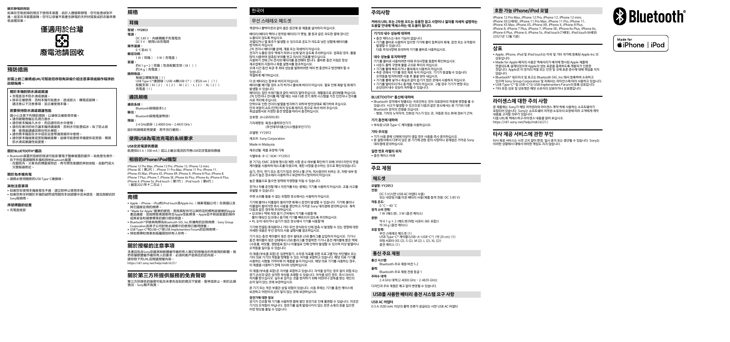## 關於靜電的問題

如果在空氣非常乾燥的情況下使用本裝置，由於人體積聚靜電，您可能會感到不適。這並非本裝置故障，您可以穿著不易產生靜電的天然材質製成的衣服來減低這種效果。

僅適用於台灣

廢電池請回收

# 預防措施

**封面上的二維碼或URL可幫助您存取有詳細介紹注意事項或操作程序的說明指南。**

### 關於本機的防水滴或噴濺

- 充電盒並不防水滴或噴濺。
- 除非正確使用，否則本機可能進水，造成起火、觸電或故障。請注意以下注意事項，並正確使用本機。

### 若要保持防水滴或噴濺性能

請小心注意下列預防措施，以確保正確使用本機。

- 請勿額外用異物插孔等方面。
- 請勿使本機掉入水中，而且請勿在水中使用。
- 請勿在潮濕的地方讓本機持續潮濕，否則水可能會結冰。為了防止故障，使用後請確認將任何水擦乾。
- 請勿將本機放在水中或在浴室等潮濕場所中使用。
- 請勿使本機掉落或受到機械衝擊。這樣可能會使本機變形或受損，導致防水滴或噴濺性能降低。

### 關於BLUETOOTH®通訊

- Bluetooth裝置所發射的無線可能影響電子醫療裝置的操作。為免發生意外，在下列位置請關閉本機和其他Bluetooth裝置：
  - 在醫院內、火車內的博愛座附近、有可燃性氣體的其他地點、自動門或火災警報器附近。

### 關於為本機充電

- 請務必使用隨附的USB Type-C連接線。

### 其他注意事項

- 如果您在使用本機後發生不適，請立即停止使用本機。
- 如果您有任何關於本機的疑問或問題而本說明書中並未提及，請洽詢鄰近的Sony經銷商。

### 序號標籤的位置

- 充電盒底部

# 規格

## 耳機

**型號：**YY2953

**電源：**

DC 3.85 V：內建鋰離子充電電池
DC 5 V：使用USB充電時

**操作溫度：**

0 °C至40 °C

**額定功耗：**

1 W（耳機）、3 W（充電盒）

**質量：**

約4.1 g × 2（耳機（包含耳塞支架（M）））
約34 g（充電盒）

**隨附物品：**

無線立體聲耳機（1）
USB Type-C®連接線（USB-A轉USB-C®）（約20 cm）（1）
耳塞支架（XS（2）、S（2）、M（2）、L（2）、XL（2））
充電盒（1）

## 通訊規格

**通訊系統：**

Bluetooth規格版本5.2

**輸出：**

Bluetooth規格電源等級1

**頻段：**

2.4 GHz頻段（2.4000 GHz – 2.4835 GHz）

設計和規格若有變更，恕不另行通知。

## 使用USB為電池充電的系統要求

### USB交流電源供應器

能提供0.5 A（500 mA）或以上輸出電流的市售USB交流電源供應器

## 相容的iPhone/iPod機型

iPhone 12 Pro Max、iPhone 12 Pro、iPhone 12、iPhone 12 mini、iPhone SE（第2代）、iPhone 11 Pro Max、iPhone 11 Pro、iPhone 11、iPhone XS Max、iPhone XS、iPhone XR、iPhone X、iPhone 8 Plus、iPhone 8、iPhone 7 Plus、iPhone 7、iPhone SE、iPhone 6s Plus、iPhone 6s、iPhone 6 Plus、iPhone 6、iPhone 5s、iPod touch（第7代）、iPod touch（第6代）（截至2021年十二月止）

# 商標

- Apple、iPhone、iPod和iPod touch是Apple Inc.（蘋果電腦公司）在美國以及其它國家註冊的商標。
- "Made for Apple"徽章的使用，是指某配件可以與特定的標有該徽章的Apple產品連接，並經開發者證明符合Apple性能標準。Apple並不對該裝置的操作或其安全和規章標準的遵行做擔保。
- Bluetooth®字樣與商標為Bluetooth SIG, Inc.所擁有的註冊商標，Sony Group Corporation及其子公司對此類標示的使用已獲得授權。
- USB Type-C®和USB-C®是USB Implementers Forum的註冊商標。
- 其他商標和商業名稱屬個別所有人所有。

# 關於授權的注意事項

本產品包含Sony依據其與該著作權所有人簽訂的授權合約而使用的軟體。我們依據軟體著作權所有人的要求，必須向客戶宣佈合約的內容。

請存取下列URL且閱讀授權內容。

https://rd1.sony.net/help/mdr/sl/21/

# 關於第三方所提供服務的免責聲明

第三方所提供的服務可能在未事先告知的情況下變更、暫停或終止。對於此類情況，Sony概不負責。

# 한국어

## 무선 스테레오 헤드셋

책장이나 붙박이장과 같이 좁은 공간에 본 제품을 설치하지 마십시오.

배터리(배터리 팩이나 장착된 배터리)가 햇빛, 불 등과 같은 과도한 열에 장시간 노출되지 않도록 하십시오.

과열되거나 물 흡수가 발생할 수 있으므로 온도가 극도로 낮은 상황에 배터리를 방치하지 마십시오.

2차 전지나 배터리를 분해, 개봉 또는 파쇄하지 마십시오.

전지가 누출된 경우 액체가 피부나 눈에 닿지 않도록 주의하십시오. 접촉된 경우, 물을 많이 사용하여 접촉된 부위를 씻고 의사의 진료를 받으십시오.

사용하기 전에 2차 전지와 배터리를 충전해야 합니다. 올바른 충전 지침은 항상 제조업체의 지침이나 제품 설명서를 참조하십시오.

오래 사전 동안 보관 후 최대 성능을 발휘하려면 여러 번 충전하고 방전해야 할 수 있습니다.

적절하게 폐기하십시오.

다 쓴 배터리는 함부로 버리지 마십시오.

배터리를 폐기할 경우 소각 하거나 불속에 버리지 마십시오. 열로 인해 폭발 및 화재가 발생할 수 있습니다.

배터리는 일반 쓰레기통과 같이 버리지 말아주십시오. 재활용으로 분리배출 하십시오.

2차 단전지나 전지를 폐기할 때는 서로 다른 전기 화학 시스템을 가진 단전지나 전지를 서로 격리해 주십시오.

단락으로 인한 전지의 발열을 방지하기 위하여 방전상태로 폐기하여 주십시오.

단지 부분이 쇼트(단락)하지 않도록 테이프 등으로 싸서 버려 주십시오.

취급설명서로 지정한 충전 방법을 따라서 충전하십시오.

상호명: 소니코리아(주)

기자재명칭: 특정소출력무선기기 (무선데이터통신시스템용무선기기)

모델명: YY2953

제조자: Sony Corporation

Made in Malaysia

제조년월: 제품 포장에 기재

식별부호: R-C-SOK-YY2953

본 기기는 EMC 규정에 명시된 제한 사항 준수 여부를 확인하기 위해 3미터 미만의 연결 케이블을 사용하여 테스트를 마쳤으며, 제한 사항을 준수하는 것으로 확인되었습니다.

습기, 먼지, 연기 또는 증기가 많은 곳이나 뜰 근처, 적사광선이 비추는 곳, 차량 내부 등 온도가 높은 장소에서 사용하거나 보관하거나 방치하지 마십시오.

높은 볼륨으로 들으면 청력에 악영향을 미칠 수 있습니다.

걷거나 차를 운전할 때나 자전거를 타는 중에는 기기를 사용하지 마십시오. 교통 사고를 유발할 수 있습니다.

주변 소리를 들을 수 없는 위험한 장소에서는 사용하지 마십시오.

기기에 물이나 이물질이 들어가면 화재나 감전이 발생할 수 있습니다. 기기에 물이나 이물질이 들어가면 즉시 사용을 중단하고 가까운 Sony 대리점에 문의하십시오. 특히 다음과 같은 경우에 주의하십시오.

- 싱크대나 액체 저장 용기 근처에서 기기를 사용할 때
  물이 채워진 싱크대나 용기에 기기를 빠뜨리지 않도록 주의하십시오.
- 비, 눈이 내리거나 습기가 많은 장소에서 기기를 사용할 때

기기에 연결된 휴대폰이나 기타 무선 장치와의 신체 접촉 시 발생할 수 있는 영향에 대한 자세한 내용은 무선 장치의 사용 설명서를 참조하십시오.

기기 또는 충전 케이블이 젖은 경우 절대로 USB 플러그를 삽입하지 마십시오. 기기나 충전 케이블이 젖은 상태에서 USB 플러그를 연결하면 기기나 충전 케이블에 붙은 액체(수돗물, 바닷물, 청량음료 등)나 이물질로 인해 단락이 발생할 수 있으며 이상 발열이나 오작동을 일으킬 수 있습니다.

이 제품(부속품 포함)은 심장박동기, 수두증 치료를 위한 프로그램가능 차단밸브 또는 기타 의료 기기의 작동을 방해할 수 있는 자석을 포함하고 있습니다. 해당 의료 기기를 사용하는 사람들 가까이에 이 제품을 놓지 마십시오. 해당 의료 기기를 사용하는 경우, 이 제품을 사용하기 전에 의사와 상담하십시오.

이 제품(부속품 포함)은 자석을 포함하고 있습니다. 자석을 삼키는 경우 질식 위험 또는 장기 손상과 같은 심각한 부상을 초래할 수 있습니다. 자석을 삼킨 경우, 즉시 의사의 처치를 받으십시오. 실수로 삼키는 것을 방지하기 위해 어린이나 감독을 받는 개인의 손이 닿지 않는 곳에 보관하십시오.

본 기기 또는 작은 부품은 삼킬 위험이 있습니다. 사용 후에는 기기를 충전 케이스에 보관하고 어린이의 손이 닿지 않는 곳에 보관하십시오.

### 정전기에 대한 정보

공기가 건조할 때 기기를 사용하면 몸에 쌓인 정전기로 인해 불편할 수 있습니다. 이것은 기기의 오작동이 아닙니다. 정전기를 쉽게 발생시키지 않는 천연 소재의 옷을 입으면 이런 현상을 줄일 수 있습니다.

# 주의사항

**커버의 URL 또는 2차원 코드는 유용한 참고 사항이나 절차를 자세히 설명하는 도움말 안내에 액세스하는 데 도움이 됩니다.**

### 기기의 내수 성능에 대하여

- 충전 케이스는 내수 기능이 않습니다.
- 기기를 올바르게 사용하지 않으면 기기에 물이 침투되어 화재, 감전 또는 오작동이 발생할 수 있습니다.
  다음 주의사항에 유의하여 기기를 올바로 사용하십시오.

### 내수 성능을 유지하려면

기기를 올바로 사용하려면 아래 주의사항을 꼼꼼히 확인하십시오.

- 사운드 출력 구멍에 물을 고의로 튀기지 마십시오.
- 기기를 물에 빠뜨리거나 물속에서 사용하지 마십시오.
- 추운 곳에서 기기를 젖은 채로 두지 마십시오. 기기가 얼 수 있습니다. 오작동을 방지하려면 사용 후 물을 닦아 내십시오.
- 기기를 물에 넣거나 욕실과 같이 습기가 많은 곳에서 사용하지 마십시오.
- 기기를 떨어뜨리거나 충격을 가하지 마십시오. 그럴 경우 기기가 변형 또는 손상되어 내수 성능이 저하될 수 있습니다.

### BLUETOOTH® 통신에 대하여

- Bluetooth 장치에서 방출되는 극초단파는 전자 의료장비의 작동에 영향을 줄 수 있습니다. 사고가 발생할 수 있으므로 다음과 같은 장소에서는 본 기기와 다른 Bluetooth 장치의 전원을 끄십시오.
  - 병원, 기차의 노약자석, 인화성 가스가 있는 곳, 자동문 또는 화재 경보기 근처.

### 기기 충전에 대하여

- 부속된 USB Type-C 케이블을 사용하십시오.

### 기타 주의점

- 기기 사용 중에 신체에 이상이 생길 경우 사용을 즉시 중지하십시오.
- 본 설명서에서 다루지 않은 본 기기에 관한 문의 사항이나 문제점은 가까운 Sony 대리점에 문의하십시오.

### 일련 번호 라벨의 위치

- 충전 케이스 아래

# 주요 제원

## 헤드셋

**모델명: YY2953**

**전원:**

DC 5 V(시판 USB AC 어댑터 사용)
또는 내장된 리튬 이온 배터리 사용 (제품 정격 전원: DC 3.85 V)

**작동 온도:**

0 °C – 40 °C

**정격 소비 전력:**

1 W (헤드셋), 3 W (충전 케이스)

**중량:**

약 4.1 g × 2 (헤드셋(피팅 서포터 (M) 포함))
약 34 g (충전 케이스)

**포함 항목:**

무선 스테레오 헤드셋 (1)
USB Type-C® 케이블(USB-A~USB-C®) (약 20 cm) (1)
피팅 서포터 (XS (2), S (2), M (2), L (2), XL (2))
충전 케이스 (1)

## 통신 주요 제원

**통신 시스템:**

Bluetooth 주요 제원 버전 5.2

**출력:**

Bluetooth 주요 제원 전원 등급 1

**주파수 대역:**

2.4 GHz 대역 (2.4000 GHz – 2.4835 GHz)

디자인과 주요 제원은 예고 없이 변경될 수 있습니다.

## USB를 사용한 배터리 충전 시스템 요구 사항

### USB AC 어댑터

0.5 A (500 mA) 이상의 출력 전류가 공급되는 시판 USB AC 어댑터

# 호환 가능 iPhone/iPod 모델

iPhone 12 Pro Max, iPhone 12 Pro, iPhone 12, iPhone 12 mini, iPhone SE (2세대), iPhone 11 Pro Max, iPhone 11 Pro, iPhone 11, iPhone XS Max, iPhone XS, iPhone XR, iPhone X, iPhone 8 Plus, iPhone 8, iPhone 7 Plus, iPhone 7, iPhone SE, iPhone 6s Plus, iPhone 6s, iPhone 6 Plus, iPhone 6, iPhone 5s, iPod touch (7세대), iPod touch (6세대) (2021년 12월 기준)

# 상표

- Apple, iPhone, iPod 및 iPod touch는 미국 및 기타 국가에 등록된 Apple Inc.의 상표입니다.
- Made for Apple 배지의 사용은 액세서리가 배지에 명시된 Apple 제품에 연결되도록 설계되었으며 Apple의 성능 표준을 충족하도록 개발자가 인증한 것입니다. Apple은 이 장치의 작동 또는 안전 및 규제 표준 준수에 대해 책임을 지지 않습니다.
- Bluetooth® 워드마크 및 로고는 Bluetooth SIG, Inc.에서 등록하여 소유하고 있으며 Sony Group Corporation 및 자회사는 라이선스에 따라 사용하고 있습니다.
- USB Type-C® 및 USB-C®는 USB Implementers Forum의 등록 상표입니다.
- 기타 모든 상표 및 상표명은 해당 소유자의 상표이거나 상표명입니다.

# 라이센스에 대한 주의 사항

본 제품에는 Sony가 해당 저작권자와 라이센스 계약 하에 사용하는 소프트웨어가 포함되어 있습니다. Sony는 소프트웨어 저작권 소유자의 요청에 따라 고객에게 계약 내용을 고지할 의무가 있습니다.

다음 URL에 액세스하고 라이센스 내용을 읽어 보십시오.

https://rd1.sony.net/help/mdr/sl/21/

# 타사 제공 서비스에 관한 부인

타사 제공 서비스는 사전 고지 없이 변경, 일시 중지 또는 중단될 수 있습니다. Sony는 이러한 상황에서 대해서 어떠한 책임도 지지 않습니다.

Bluetooth®

Made for iPhone | iPod